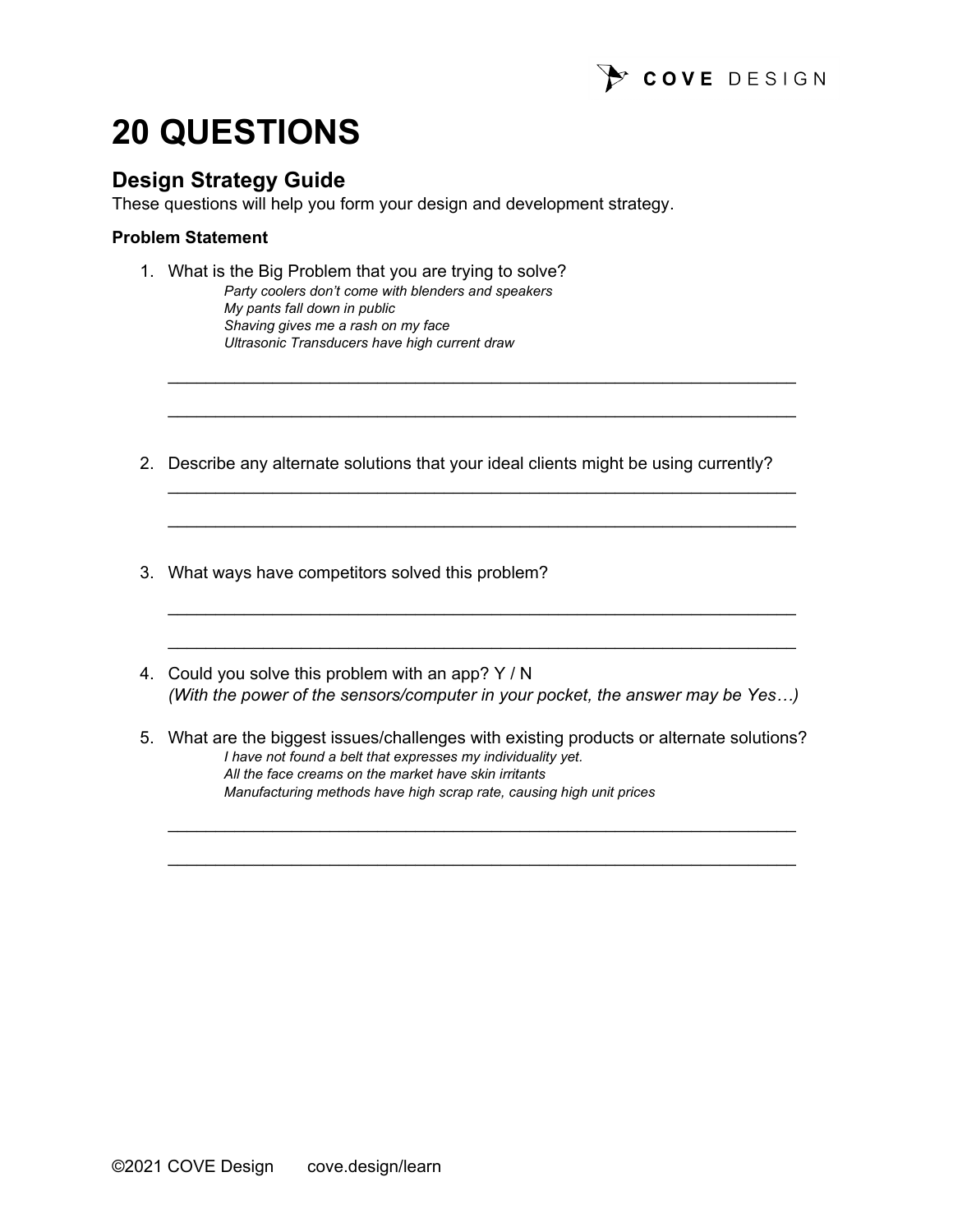COVE DESIGN

# 20 QUESTIONS

## Design Strategy Guide

These questions will help you form your design and development strategy.

**Problem Statement**

1. What is the Big Problem that you are trying to solve?

   *Party coolers don't come with blenders and speakers*
   *My pants fall down in public*
   *Shaving gives me a rash on my face*
   *Ultrasonic Transducers have high current draw*

   ______________________________________________________________

   ______________________________________________________________

2. Describe any alternate solutions that your ideal clients might be using currently?

   ______________________________________________________________

   ______________________________________________________________

3. What ways have competitors solved this problem?

   ______________________________________________________________

   ______________________________________________________________

4. Could you solve this problem with an app? Y / N
   *(With the power of the sensors/computer in your pocket, the answer may be Yes…)*

5. What are the biggest issues/challenges with existing products or alternate solutions?

   *I have not found a belt that expresses my individuality yet.*
   *All the face creams on the market have skin irritants*
   *Manufacturing methods have high scrap rate, causing high unit prices*

   ______________________________________________________________

   ______________________________________________________________

©2021 COVE Design cove.design/learn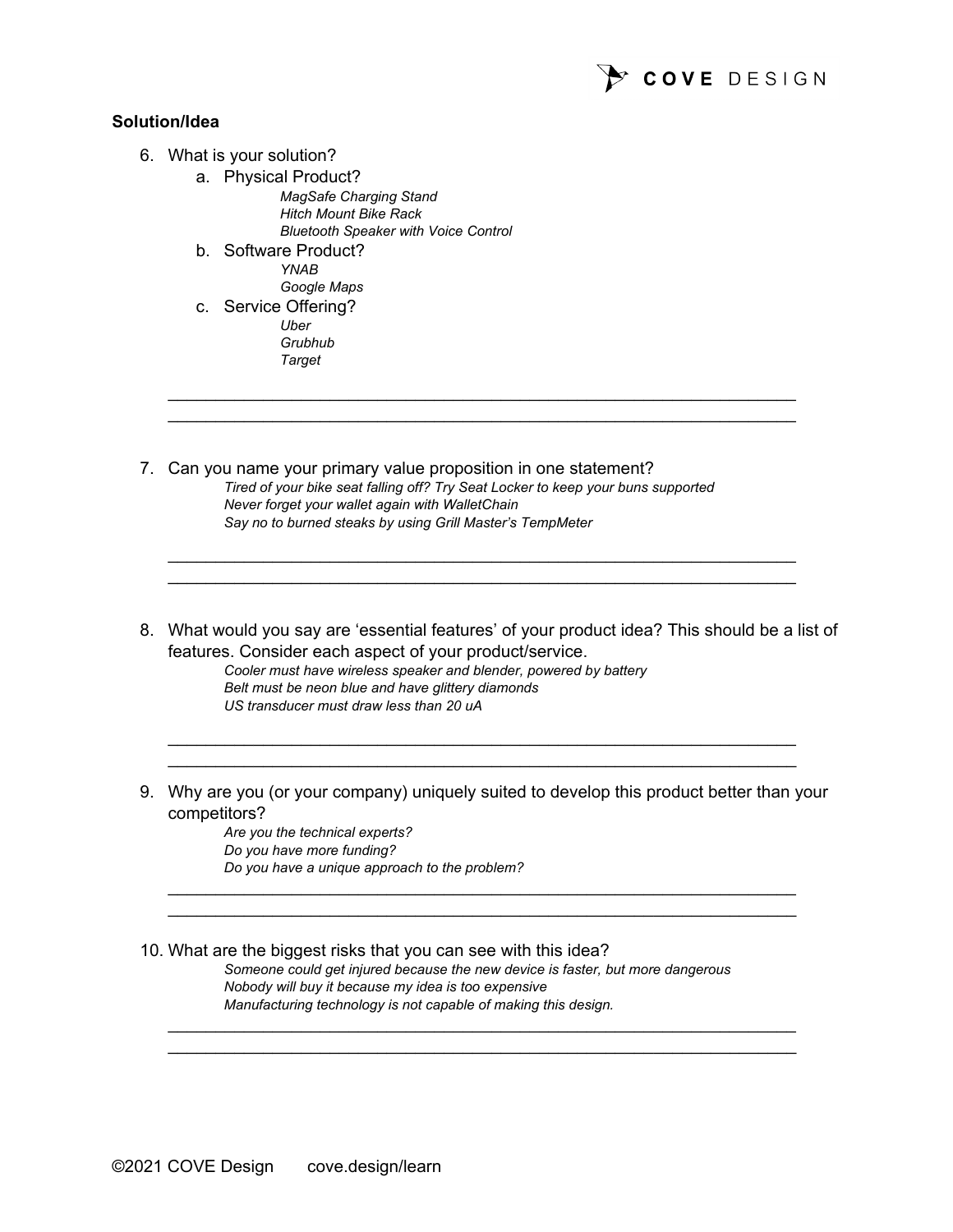**Solution/Idea**

6. What is your solution?
    a. Physical Product?
        *MagSafe Charging Stand*
        *Hitch Mount Bike Rack*
        *Bluetooth Speaker with Voice Control*
    b. Software Product?
        *YNAB*
        *Google Maps*
    c. Service Offering?
        *Uber*
        *Grubhub*
        *Target*

    ___________________________________________________________________
    ___________________________________________________________________

7. Can you name your primary value proposition in one statement?
    *Tired of your bike seat falling off? Try Seat Locker to keep your buns supported*
    *Never forget your wallet again with WalletChain*
    *Say no to burned steaks by using Grill Master's TempMeter*

    ___________________________________________________________________
    ___________________________________________________________________

8. What would you say are 'essential features' of your product idea? This should be a list of features. Consider each aspect of your product/service.
    *Cooler must have wireless speaker and blender, powered by battery*
    *Belt must be neon blue and have glittery diamonds*
    *US transducer must draw less than 20 uA*

    ___________________________________________________________________
    ___________________________________________________________________

9. Why are you (or your company) uniquely suited to develop this product better than your competitors?
    *Are you the technical experts?*
    *Do you have more funding?*
    *Do you have a unique approach to the problem?*

    ___________________________________________________________________
    ___________________________________________________________________

10. What are the biggest risks that you can see with this idea?
    *Someone could get injured because the new device is faster, but more dangerous*
    *Nobody will buy it because my idea is too expensive*
    *Manufacturing technology is not capable of making this design.*

    ___________________________________________________________________
    ___________________________________________________________________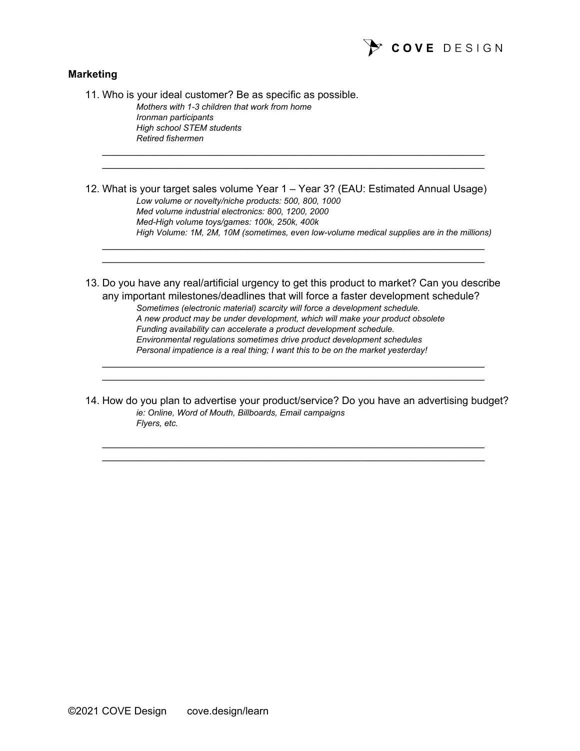**Marketing**

11. Who is your ideal customer? Be as specific as possible.

    *Mothers with 1-3 children that work from home*
    *Ironman participants*
    *High school STEM students*
    *Retired fishermen*

    ______________________________________________________________________
    ______________________________________________________________________

12. What is your target sales volume Year 1 – Year 3? (EAU: Estimated Annual Usage)

    *Low volume or novelty/niche products: 500, 800, 1000*
    *Med volume industrial electronics: 800, 1200, 2000*
    *Med-High volume toys/games: 100k, 250k, 400k*
    *High Volume: 1M, 2M, 10M (sometimes, even low-volume medical supplies are in the millions)*

    ______________________________________________________________________
    ______________________________________________________________________

13. Do you have any real/artificial urgency to get this product to market? Can you describe any important milestones/deadlines that will force a faster development schedule?

    *Sometimes (electronic material) scarcity will force a development schedule.*
    *A new product may be under development, which will make your product obsolete*
    *Funding availability can accelerate a product development schedule.*
    *Environmental regulations sometimes drive product development schedules*
    *Personal impatience is a real thing; I want this to be on the market yesterday!*

    ______________________________________________________________________
    ______________________________________________________________________

14. How do you plan to advertise your product/service? Do you have an advertising budget?

    *ie: Online, Word of Mouth, Billboards, Email campaigns*
    *Flyers, etc.*

    ______________________________________________________________________
    ______________________________________________________________________

©2021 COVE Design cove.design/learn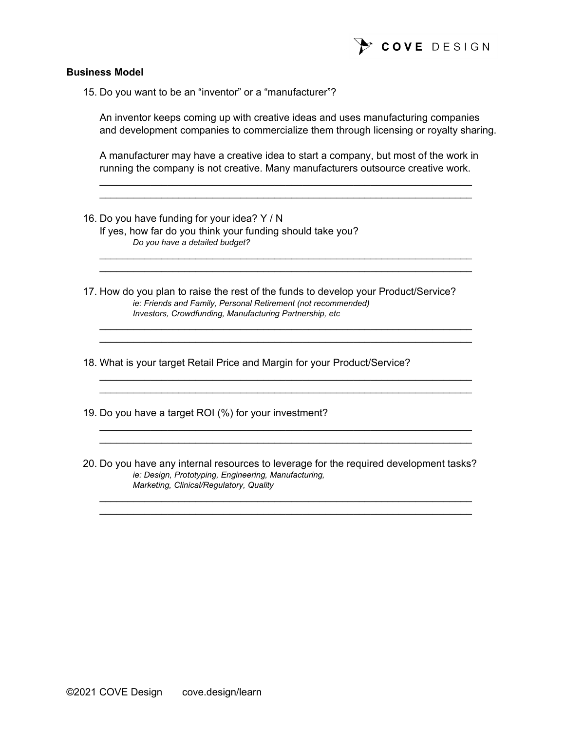**Business Model**

15. Do you want to be an "inventor" or a "manufacturer"?

    An inventor keeps coming up with creative ideas and uses manufacturing companies and development companies to commercialize them through licensing or royalty sharing.

    A manufacturer may have a creative idea to start a company, but most of the work in running the company is not creative. Many manufacturers outsource creative work.

    \_\_\_\_\_\_\_\_\_\_\_\_\_\_\_\_\_\_\_\_\_\_\_\_\_\_\_\_\_\_\_\_\_\_\_\_\_\_\_\_\_\_\_\_\_\_\_\_\_\_\_\_\_\_\_\_\_\_\_\_\_\_\_\_
    \_\_\_\_\_\_\_\_\_\_\_\_\_\_\_\_\_\_\_\_\_\_\_\_\_\_\_\_\_\_\_\_\_\_\_\_\_\_\_\_\_\_\_\_\_\_\_\_\_\_\_\_\_\_\_\_\_\_\_\_\_\_\_\_

16. Do you have funding for your idea? Y / N
    If yes, how far do you think your funding should take you?
    *Do you have a detailed budget?*

    \_\_\_\_\_\_\_\_\_\_\_\_\_\_\_\_\_\_\_\_\_\_\_\_\_\_\_\_\_\_\_\_\_\_\_\_\_\_\_\_\_\_\_\_\_\_\_\_\_\_\_\_\_\_\_\_\_\_\_\_\_\_\_\_
    \_\_\_\_\_\_\_\_\_\_\_\_\_\_\_\_\_\_\_\_\_\_\_\_\_\_\_\_\_\_\_\_\_\_\_\_\_\_\_\_\_\_\_\_\_\_\_\_\_\_\_\_\_\_\_\_\_\_\_\_\_\_\_\_

17. How do you plan to raise the rest of the funds to develop your Product/Service?
    *ie: Friends and Family, Personal Retirement (not recommended)*
    *Investors, Crowdfunding, Manufacturing Partnership, etc*

    \_\_\_\_\_\_\_\_\_\_\_\_\_\_\_\_\_\_\_\_\_\_\_\_\_\_\_\_\_\_\_\_\_\_\_\_\_\_\_\_\_\_\_\_\_\_\_\_\_\_\_\_\_\_\_\_\_\_\_\_\_\_\_\_
    \_\_\_\_\_\_\_\_\_\_\_\_\_\_\_\_\_\_\_\_\_\_\_\_\_\_\_\_\_\_\_\_\_\_\_\_\_\_\_\_\_\_\_\_\_\_\_\_\_\_\_\_\_\_\_\_\_\_\_\_\_\_\_\_

18. What is your target Retail Price and Margin for your Product/Service?

    \_\_\_\_\_\_\_\_\_\_\_\_\_\_\_\_\_\_\_\_\_\_\_\_\_\_\_\_\_\_\_\_\_\_\_\_\_\_\_\_\_\_\_\_\_\_\_\_\_\_\_\_\_\_\_\_\_\_\_\_\_\_\_\_
    \_\_\_\_\_\_\_\_\_\_\_\_\_\_\_\_\_\_\_\_\_\_\_\_\_\_\_\_\_\_\_\_\_\_\_\_\_\_\_\_\_\_\_\_\_\_\_\_\_\_\_\_\_\_\_\_\_\_\_\_\_\_\_\_

19. Do you have a target ROI (%) for your investment?

    \_\_\_\_\_\_\_\_\_\_\_\_\_\_\_\_\_\_\_\_\_\_\_\_\_\_\_\_\_\_\_\_\_\_\_\_\_\_\_\_\_\_\_\_\_\_\_\_\_\_\_\_\_\_\_\_\_\_\_\_\_\_\_\_
    \_\_\_\_\_\_\_\_\_\_\_\_\_\_\_\_\_\_\_\_\_\_\_\_\_\_\_\_\_\_\_\_\_\_\_\_\_\_\_\_\_\_\_\_\_\_\_\_\_\_\_\_\_\_\_\_\_\_\_\_\_\_\_\_

20. Do you have any internal resources to leverage for the required development tasks?
    *ie: Design, Prototyping, Engineering, Manufacturing,*
    *Marketing, Clinical/Regulatory, Quality*

    \_\_\_\_\_\_\_\_\_\_\_\_\_\_\_\_\_\_\_\_\_\_\_\_\_\_\_\_\_\_\_\_\_\_\_\_\_\_\_\_\_\_\_\_\_\_\_\_\_\_\_\_\_\_\_\_\_\_\_\_\_\_\_\_
    \_\_\_\_\_\_\_\_\_\_\_\_\_\_\_\_\_\_\_\_\_\_\_\_\_\_\_\_\_\_\_\_\_\_\_\_\_\_\_\_\_\_\_\_\_\_\_\_\_\_\_\_\_\_\_\_\_\_\_\_\_\_\_\_